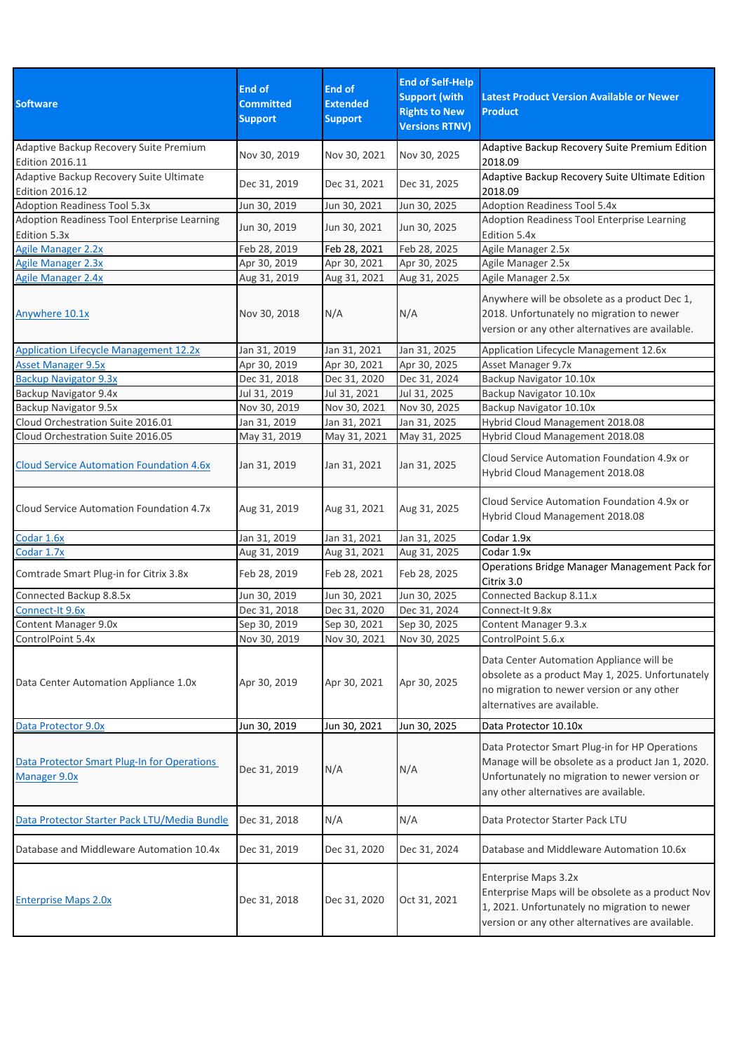| Software | End of Committed Support | End of Extended Support | End of Self-Help Support (with Rights to New Versions RTNV) | Latest Product Version Available or Newer Product |
|---|---|---|---|---|
| Adaptive Backup Recovery Suite Premium Edition 2016.11 | Nov 30, 2019 | Nov 30, 2021 | Nov 30, 2025 | Adaptive Backup Recovery Suite Premium Edition 2018.09 |
| Adaptive Backup Recovery Suite Ultimate Edition 2016.12 | Dec 31, 2019 | Dec 31, 2021 | Dec 31, 2025 | Adaptive Backup Recovery Suite Ultimate Edition 2018.09 |
| Adoption Readiness Tool 5.3x | Jun 30, 2019 | Jun 30, 2021 | Jun 30, 2025 | Adoption Readiness Tool 5.4x |
| Adoption Readiness Tool Enterprise Learning Edition 5.3x | Jun 30, 2019 | Jun 30, 2021 | Jun 30, 2025 | Adoption Readiness Tool Enterprise Learning Edition 5.4x |
| Agile Manager 2.2x | Feb 28, 2019 | Feb 28, 2021 | Feb 28, 2025 | Agile Manager 2.5x |
| Agile Manager 2.3x | Apr 30, 2019 | Apr 30, 2021 | Apr 30, 2025 | Agile Manager 2.5x |
| Agile Manager 2.4x | Aug 31, 2019 | Aug 31, 2021 | Aug 31, 2025 | Agile Manager 2.5x |
| Anywhere 10.1x | Nov 30, 2018 | N/A | N/A | Anywhere will be obsolete as a product Dec 1, 2018. Unfortunately no migration to newer version or any other alternatives are available. |
| Application Lifecycle Management 12.2x | Jan 31, 2019 | Jan 31, 2021 | Jan 31, 2025 | Application Lifecycle Management 12.6x |
| Asset Manager 9.5x | Apr 30, 2019 | Apr 30, 2021 | Apr 30, 2025 | Asset Manager 9.7x |
| Backup Navigator 9.3x | Dec 31, 2018 | Dec 31, 2020 | Dec 31, 2024 | Backup Navigator 10.10x |
| Backup Navigator 9.4x | Jul 31, 2019 | Jul 31, 2021 | Jul 31, 2025 | Backup Navigator 10.10x |
| Backup Navigator 9.5x | Nov 30, 2019 | Nov 30, 2021 | Nov 30, 2025 | Backup Navigator 10.10x |
| Cloud Orchestration Suite 2016.01 | Jan 31, 2019 | Jan 31, 2021 | Jan 31, 2025 | Hybrid Cloud Management 2018.08 |
| Cloud Orchestration Suite 2016.05 | May 31, 2019 | May 31, 2021 | May 31, 2025 | Hybrid Cloud Management 2018.08 |
| Cloud Service Automation Foundation 4.6x | Jan 31, 2019 | Jan 31, 2021 | Jan 31, 2025 | Cloud Service Automation Foundation 4.9x or Hybrid Cloud Management 2018.08 |
| Cloud Service Automation Foundation 4.7x | Aug 31, 2019 | Aug 31, 2021 | Aug 31, 2025 | Cloud Service Automation Foundation 4.9x or Hybrid Cloud Management 2018.08 |
| Codar 1.6x | Jan 31, 2019 | Jan 31, 2021 | Jan 31, 2025 | Codar 1.9x |
| Codar 1.7x | Aug 31, 2019 | Aug 31, 2021 | Aug 31, 2025 | Codar 1.9x |
| Comtrade Smart Plug-in for Citrix 3.8x | Feb 28, 2019 | Feb 28, 2021 | Feb 28, 2025 | Operations Bridge Manager Management Pack for Citrix 3.0 |
| Connected Backup 8.8.5x | Jun 30, 2019 | Jun 30, 2021 | Jun 30, 2025 | Connected Backup 8.11.x |
| Connect-It 9.6x | Dec 31, 2018 | Dec 31, 2020 | Dec 31, 2024 | Connect-It 9.8x |
| Content Manager 9.0x | Sep 30, 2019 | Sep 30, 2021 | Sep 30, 2025 | Content Manager 9.3.x |
| ControlPoint 5.4x | Nov 30, 2019 | Nov 30, 2021 | Nov 30, 2025 | ControlPoint 5.6.x |
| Data Center Automation Appliance 1.0x | Apr 30, 2019 | Apr 30, 2021 | Apr 30, 2025 | Data Center Automation Appliance will be obsolete as a product May 1, 2025. Unfortunately no migration to newer version or any other alternatives are available. |
| Data Protector 9.0x | Jun 30, 2019 | Jun 30, 2021 | Jun 30, 2025 | Data Protector 10.10x |
| Data Protector Smart Plug-In for Operations Manager 9.0x | Dec 31, 2019 | N/A | N/A | Data Protector Smart Plug-in for HP Operations Manage will be obsolete as a product Jan 1, 2020. Unfortunately no migration to newer version or any other alternatives are available. |
| Data Protector Starter Pack LTU/Media Bundle | Dec 31, 2018 | N/A | N/A | Data Protector Starter Pack LTU |
| Database and Middleware Automation 10.4x | Dec 31, 2019 | Dec 31, 2020 | Dec 31, 2024 | Database and Middleware Automation 10.6x |
| Enterprise Maps 2.0x | Dec 31, 2018 | Dec 31, 2020 | Oct 31, 2021 | Enterprise Maps 3.2x<br>Enterprise Maps will be obsolete as a product Nov 1, 2021. Unfortunately no migration to newer version or any other alternatives are available. |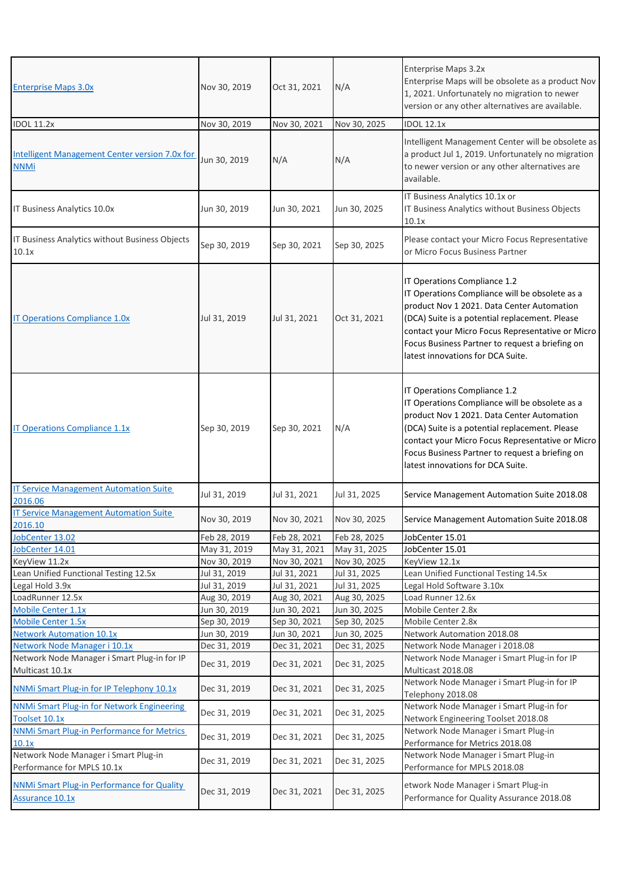| | | | | |
|---|---|---|---|---|
| Enterprise Maps 3.0x | Nov 30, 2019 | Oct 31, 2021 | N/A | Enterprise Maps 3.2x<br>Enterprise Maps will be obsolete as a product Nov 1, 2021. Unfortunately no migration to newer version or any other alternatives are available. |
| IDOL 11.2x | Nov 30, 2019 | Nov 30, 2021 | Nov 30, 2025 | IDOL 12.1x |
| Intelligent Management Center version 7.0x for NNMi | Jun 30, 2019 | N/A | N/A | Intelligent Management Center will be obsolete as a product Jul 1, 2019. Unfortunately no migration to newer version or any other alternatives are available. |
| IT Business Analytics 10.0x | Jun 30, 2019 | Jun 30, 2021 | Jun 30, 2025 | IT Business Analytics 10.1x or<br>IT Business Analytics without Business Objects 10.1x |
| IT Business Analytics without Business Objects 10.1x | Sep 30, 2019 | Sep 30, 2021 | Sep 30, 2025 | Please contact your Micro Focus Representative or Micro Focus Business Partner |
| IT Operations Compliance 1.0x | Jul 31, 2019 | Jul 31, 2021 | Oct 31, 2021 | IT Operations Compliance 1.2<br>IT Operations Compliance will be obsolete as a product Nov 1 2021. Data Center Automation (DCA) Suite is a potential replacement. Please contact your Micro Focus Representative or Micro Focus Business Partner to request a briefing on latest innovations for DCA Suite. |
| IT Operations Compliance 1.1x | Sep 30, 2019 | Sep 30, 2021 | N/A | IT Operations Compliance 1.2<br>IT Operations Compliance will be obsolete as a product Nov 1 2021. Data Center Automation (DCA) Suite is a potential replacement. Please contact your Micro Focus Representative or Micro Focus Business Partner to request a briefing on latest innovations for DCA Suite. |
| IT Service Management Automation Suite 2016.06 | Jul 31, 2019 | Jul 31, 2021 | Jul 31, 2025 | Service Management Automation Suite 2018.08 |
| IT Service Management Automation Suite 2016.10 | Nov 30, 2019 | Nov 30, 2021 | Nov 30, 2025 | Service Management Automation Suite 2018.08 |
| JobCenter 13.02 | Feb 28, 2019 | Feb 28, 2021 | Feb 28, 2025 | JobCenter 15.01 |
| JobCenter 14.01 | May 31, 2019 | May 31, 2021 | May 31, 2025 | JobCenter 15.01 |
| KeyView 11.2x | Nov 30, 2019 | Nov 30, 2021 | Nov 30, 2025 | KeyView 12.1x |
| Lean Unified Functional Testing 12.5x | Jul 31, 2019 | Jul 31, 2021 | Jul 31, 2025 | Lean Unified Functional Testing 14.5x |
| Legal Hold 3.9x | Jul 31, 2019 | Jul 31, 2021 | Jul 31, 2025 | Legal Hold Software 3.10x |
| LoadRunner 12.5x | Aug 30, 2019 | Aug 30, 2021 | Aug 30, 2025 | Load Runner 12.6x |
| Mobile Center 1.1x | Jun 30, 2019 | Jun 30, 2021 | Jun 30, 2025 | Mobile Center 2.8x |
| Mobile Center 1.5x | Sep 30, 2019 | Sep 30, 2021 | Sep 30, 2025 | Mobile Center 2.8x |
| Network Automation 10.1x | Jun 30, 2019 | Jun 30, 2021 | Jun 30, 2025 | Network Automation 2018.08 |
| Network Node Manager i 10.1x | Dec 31, 2019 | Dec 31, 2021 | Dec 31, 2025 | Network Node Manager i 2018.08 |
| Network Node Manager i Smart Plug-in for IP Multicast 10.1x | Dec 31, 2019 | Dec 31, 2021 | Dec 31, 2025 | Network Node Manager i Smart Plug-in for IP Multicast 2018.08 |
| NNMi Smart Plug-in for IP Telephony 10.1x | Dec 31, 2019 | Dec 31, 2021 | Dec 31, 2025 | Network Node Manager i Smart Plug-in for IP Telephony 2018.08 |
| NNMi Smart Plug-in for Network Engineering Toolset 10.1x | Dec 31, 2019 | Dec 31, 2021 | Dec 31, 2025 | Network Node Manager i Smart Plug-in for Network Engineering Toolset 2018.08 |
| NNMi Smart Plug-in Performance for Metrics 10.1x | Dec 31, 2019 | Dec 31, 2021 | Dec 31, 2025 | Network Node Manager i Smart Plug-in Performance for Metrics 2018.08 |
| Network Node Manager i Smart Plug-in Performance for MPLS 10.1x | Dec 31, 2019 | Dec 31, 2021 | Dec 31, 2025 | Network Node Manager i Smart Plug-in Performance for MPLS 2018.08 |
| NNMi Smart Plug-in Performance for Quality Assurance 10.1x | Dec 31, 2019 | Dec 31, 2021 | Dec 31, 2025 | etwork Node Manager i Smart Plug-in Performance for Quality Assurance 2018.08 |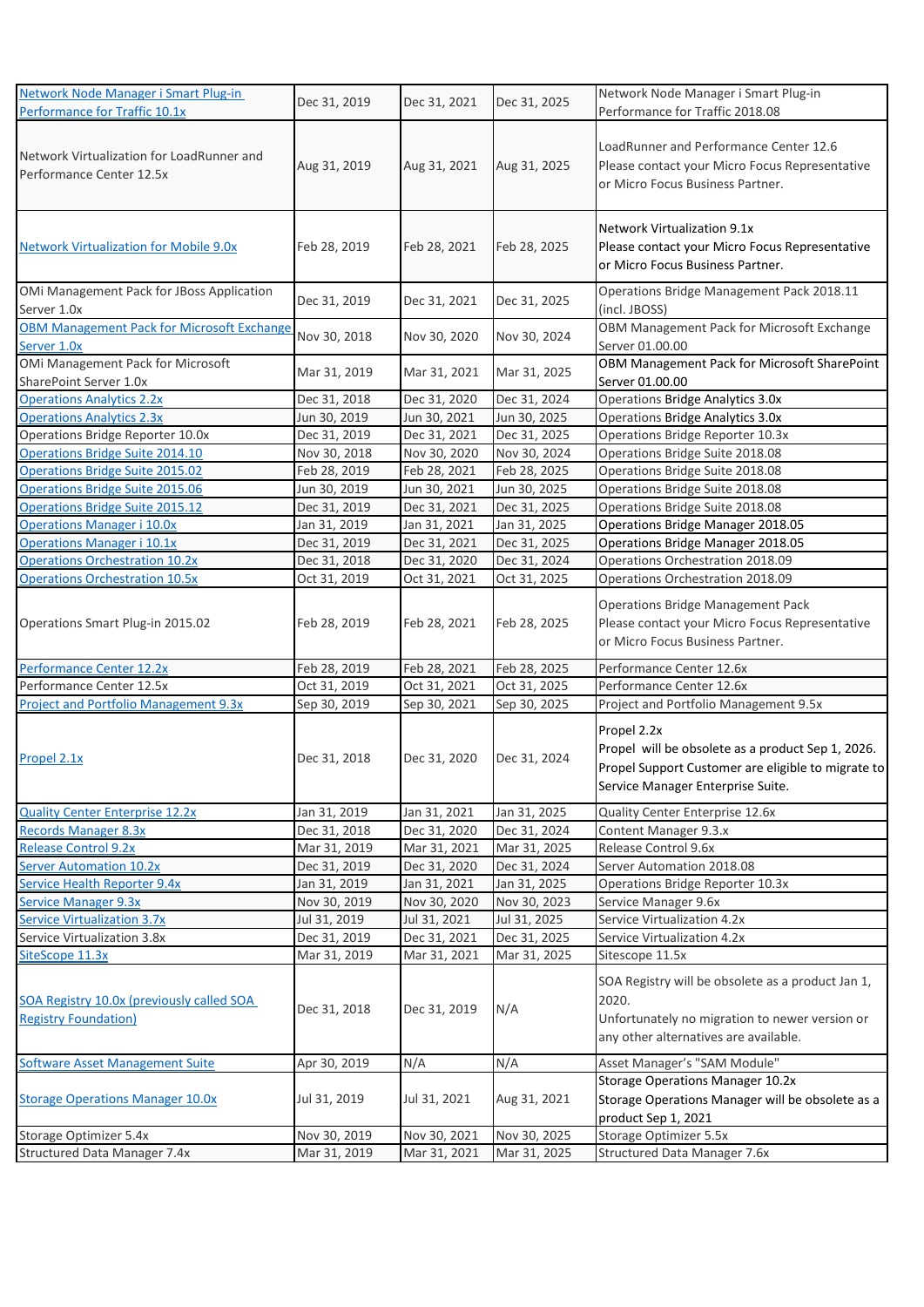| | | | | |
|---|---|---|---|---|
| Network Node Manager i Smart Plug-in Performance for Traffic 10.1x | Dec 31, 2019 | Dec 31, 2021 | Dec 31, 2025 | Network Node Manager i Smart Plug-in Performance for Traffic 2018.08 |
| Network Virtualization for LoadRunner and Performance Center 12.5x | Aug 31, 2019 | Aug 31, 2021 | Aug 31, 2025 | LoadRunner and Performance Center 12.6<br>Please contact your Micro Focus Representative or Micro Focus Business Partner. |
| Network Virtualization for Mobile 9.0x | Feb 28, 2019 | Feb 28, 2021 | Feb 28, 2025 | Network Virtualization 9.1x<br>Please contact your Micro Focus Representative or Micro Focus Business Partner. |
| OMi Management Pack for JBoss Application Server 1.0x | Dec 31, 2019 | Dec 31, 2021 | Dec 31, 2025 | Operations Bridge Management Pack 2018.11 (incl. JBOSS) |
| OBM Management Pack for Microsoft Exchange Server 1.0x | Nov 30, 2018 | Nov 30, 2020 | Nov 30, 2024 | OBM Management Pack for Microsoft Exchange Server 01.00.00 |
| OMi Management Pack for Microsoft SharePoint Server 1.0x | Mar 31, 2019 | Mar 31, 2021 | Mar 31, 2025 | OBM Management Pack for Microsoft SharePoint Server 01.00.00 |
| Operations Analytics 2.2x | Dec 31, 2018 | Dec 31, 2020 | Dec 31, 2024 | Operations Bridge Analytics 3.0x |
| Operations Analytics 2.3x | Jun 30, 2019 | Jun 30, 2021 | Jun 30, 2025 | Operations Bridge Analytics 3.0x |
| Operations Bridge Reporter 10.0x | Dec 31, 2019 | Dec 31, 2021 | Dec 31, 2025 | Operations Bridge Reporter 10.3x |
| Operations Bridge Suite 2014.10 | Nov 30, 2018 | Nov 30, 2020 | Nov 30, 2024 | Operations Bridge Suite 2018.08 |
| Operations Bridge Suite 2015.02 | Feb 28, 2019 | Feb 28, 2021 | Feb 28, 2025 | Operations Bridge Suite 2018.08 |
| Operations Bridge Suite 2015.06 | Jun 30, 2019 | Jun 30, 2021 | Jun 30, 2025 | Operations Bridge Suite 2018.08 |
| Operations Bridge Suite 2015.12 | Dec 31, 2019 | Dec 31, 2021 | Dec 31, 2025 | Operations Bridge Suite 2018.08 |
| Operations Manager i 10.0x | Jan 31, 2019 | Jan 31, 2021 | Jan 31, 2025 | Operations Bridge Manager 2018.05 |
| Operations Manager i 10.1x | Dec 31, 2019 | Dec 31, 2021 | Dec 31, 2025 | Operations Bridge Manager 2018.05 |
| Operations Orchestration 10.2x | Dec 31, 2018 | Dec 31, 2020 | Dec 31, 2024 | Operations Orchestration 2018.09 |
| Operations Orchestration 10.5x | Oct 31, 2019 | Oct 31, 2021 | Oct 31, 2025 | Operations Orchestration 2018.09 |
| Operations Smart Plug-in 2015.02 | Feb 28, 2019 | Feb 28, 2021 | Feb 28, 2025 | Operations Bridge Management Pack<br>Please contact your Micro Focus Representative or Micro Focus Business Partner. |
| Performance Center 12.2x | Feb 28, 2019 | Feb 28, 2021 | Feb 28, 2025 | Performance Center 12.6x |
| Performance Center 12.5x | Oct 31, 2019 | Oct 31, 2021 | Oct 31, 2025 | Performance Center 12.6x |
| Project and Portfolio Management 9.3x | Sep 30, 2019 | Sep 30, 2021 | Sep 30, 2025 | Project and Portfolio Management 9.5x |
| Propel 2.1x | Dec 31, 2018 | Dec 31, 2020 | Dec 31, 2024 | Propel 2.2x<br>Propel will be obsolete as a product Sep 1, 2026. Propel Support Customer are eligible to migrate to Service Manager Enterprise Suite. |
| Quality Center Enterprise 12.2x | Jan 31, 2019 | Jan 31, 2021 | Jan 31, 2025 | Quality Center Enterprise 12.6x |
| Records Manager 8.3x | Dec 31, 2018 | Dec 31, 2020 | Dec 31, 2024 | Content Manager 9.3.x |
| Release Control 9.2x | Mar 31, 2019 | Mar 31, 2021 | Mar 31, 2025 | Release Control 9.6x |
| Server Automation 10.2x | Dec 31, 2019 | Dec 31, 2020 | Dec 31, 2024 | Server Automation 2018.08 |
| Service Health Reporter 9.4x | Jan 31, 2019 | Jan 31, 2021 | Jan 31, 2025 | Operations Bridge Reporter 10.3x |
| Service Manager 9.3x | Nov 30, 2019 | Nov 30, 2020 | Nov 30, 2023 | Service Manager 9.6x |
| Service Virtualization 3.7x | Jul 31, 2019 | Jul 31, 2021 | Jul 31, 2025 | Service Virtualization 4.2x |
| Service Virtualization 3.8x | Dec 31, 2019 | Dec 31, 2021 | Dec 31, 2025 | Service Virtualization 4.2x |
| SiteScope 11.3x | Mar 31, 2019 | Mar 31, 2021 | Mar 31, 2025 | Sitescope 11.5x |
| SOA Registry 10.0x (previously called SOA Registry Foundation) | Dec 31, 2018 | Dec 31, 2019 | N/A | SOA Registry will be obsolete as a product Jan 1, 2020.<br>Unfortunately no migration to newer version or any other alternatives are available. |
| Software Asset Management Suite | Apr 30, 2019 | N/A | N/A | Asset Manager's "SAM Module" |
| Storage Operations Manager 10.0x | Jul 31, 2019 | Jul 31, 2021 | Aug 31, 2021 | Storage Operations Manager 10.2x<br>Storage Operations Manager will be obsolete as a product Sep 1, 2021 |
| Storage Optimizer 5.4x | Nov 30, 2019 | Nov 30, 2021 | Nov 30, 2025 | Storage Optimizer 5.5x |
| Structured Data Manager 7.4x | Mar 31, 2019 | Mar 31, 2021 | Mar 31, 2025 | Structured Data Manager 7.6x |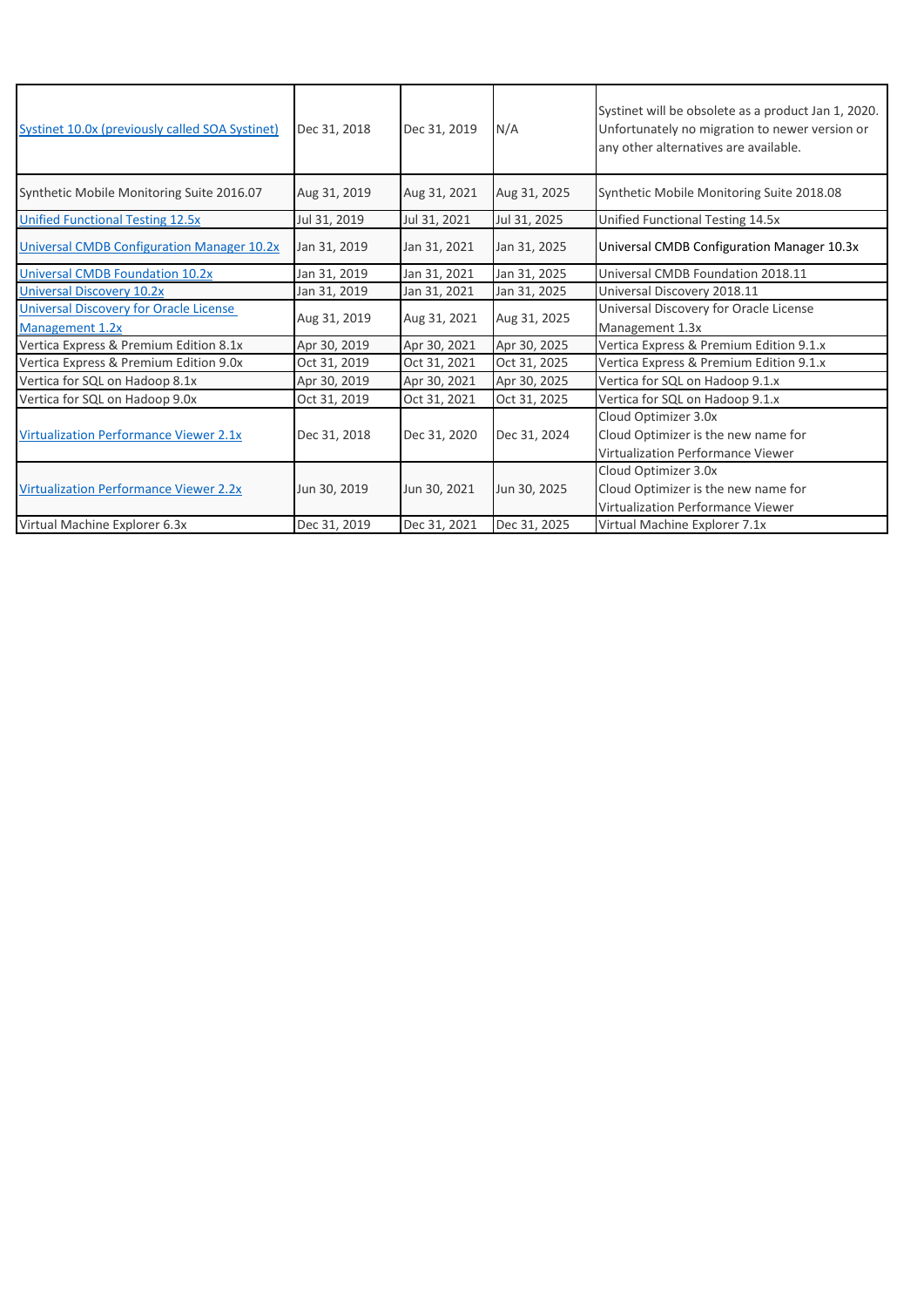| | | | | |
|---|---|---|---|---|
| Systinet 10.0x (previously called SOA Systinet) | Dec 31, 2018 | Dec 31, 2019 | N/A | Systinet will be obsolete as a product Jan 1, 2020. Unfortunately no migration to newer version or any other alternatives are available. |
| Synthetic Mobile Monitoring Suite 2016.07 | Aug 31, 2019 | Aug 31, 2021 | Aug 31, 2025 | Synthetic Mobile Monitoring Suite 2018.08 |
| Unified Functional Testing 12.5x | Jul 31, 2019 | Jul 31, 2021 | Jul 31, 2025 | Unified Functional Testing 14.5x |
| Universal CMDB Configuration Manager 10.2x | Jan 31, 2019 | Jan 31, 2021 | Jan 31, 2025 | Universal CMDB Configuration Manager 10.3x |
| Universal CMDB Foundation 10.2x | Jan 31, 2019 | Jan 31, 2021 | Jan 31, 2025 | Universal CMDB Foundation 2018.11 |
| Universal Discovery 10.2x | Jan 31, 2019 | Jan 31, 2021 | Jan 31, 2025 | Universal Discovery 2018.11 |
| Universal Discovery for Oracle License Management 1.2x | Aug 31, 2019 | Aug 31, 2021 | Aug 31, 2025 | Universal Discovery for Oracle License Management 1.3x |
| Vertica Express & Premium Edition 8.1x | Apr 30, 2019 | Apr 30, 2021 | Apr 30, 2025 | Vertica Express & Premium Edition 9.1.x |
| Vertica Express & Premium Edition 9.0x | Oct 31, 2019 | Oct 31, 2021 | Oct 31, 2025 | Vertica Express & Premium Edition 9.1.x |
| Vertica for SQL on Hadoop 8.1x | Apr 30, 2019 | Apr 30, 2021 | Apr 30, 2025 | Vertica for SQL on Hadoop 9.1.x |
| Vertica for SQL on Hadoop 9.0x | Oct 31, 2019 | Oct 31, 2021 | Oct 31, 2025 | Vertica for SQL on Hadoop 9.1.x |
| Virtualization Performance Viewer 2.1x | Dec 31, 2018 | Dec 31, 2020 | Dec 31, 2024 | Cloud Optimizer 3.0x<br>Cloud Optimizer is the new name for Virtualization Performance Viewer |
| Virtualization Performance Viewer 2.2x | Jun 30, 2019 | Jun 30, 2021 | Jun 30, 2025 | Cloud Optimizer 3.0x<br>Cloud Optimizer is the new name for Virtualization Performance Viewer |
| Virtual Machine Explorer 6.3x | Dec 31, 2019 | Dec 31, 2021 | Dec 31, 2025 | Virtual Machine Explorer 7.1x |